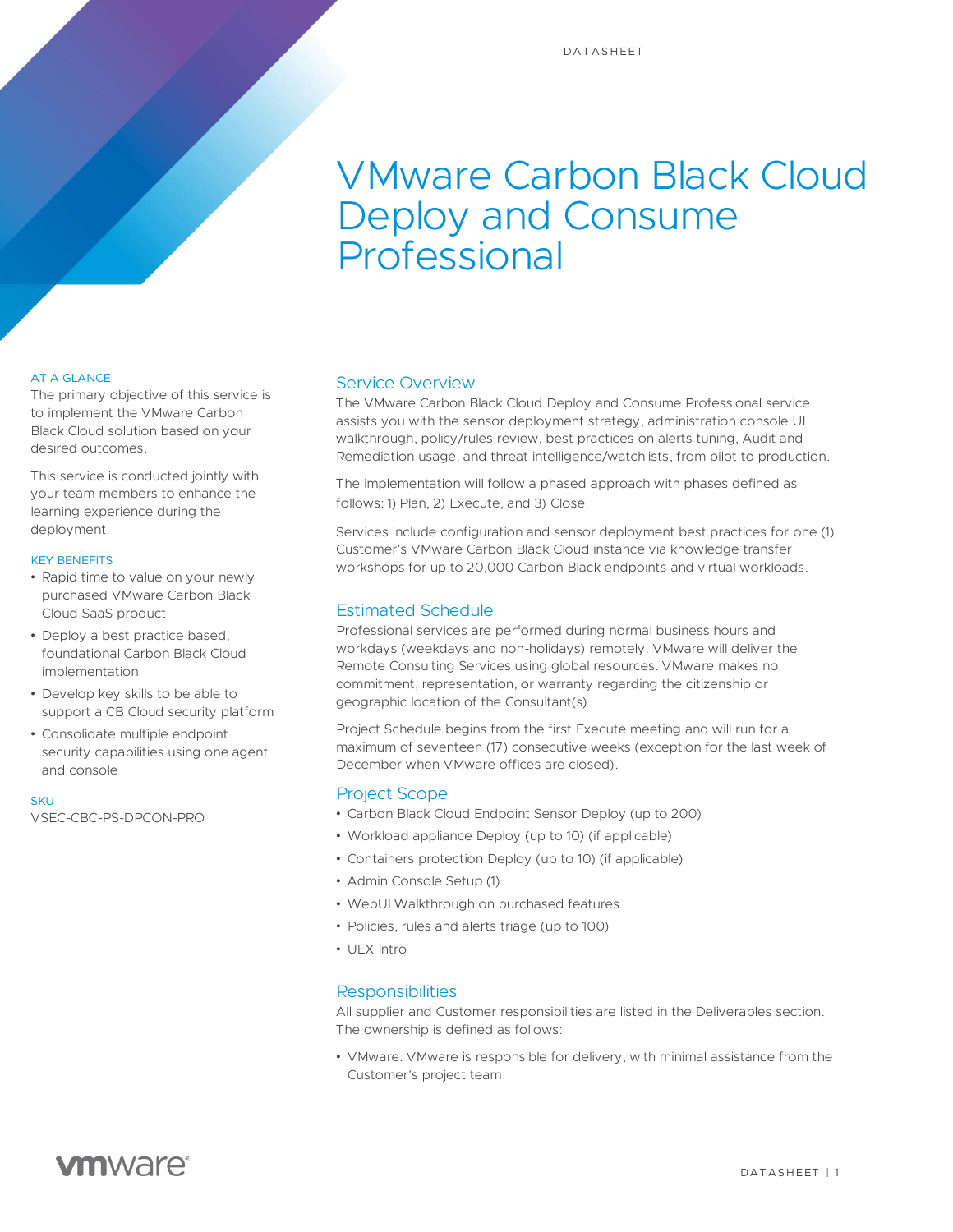DATASHEET

# VMware Carbon Black Cloud Deploy and Consume Professional

AT A GLANCE

The primary objective of this service is to implement the VMware Carbon Black Cloud solution based on your desired outcomes.

This service is conducted jointly with your team members to enhance the learning experience during the deployment.

KEY BENEFITS

- Rapid time to value on your newly purchased VMware Carbon Black Cloud SaaS product
- Deploy a best practice based, foundational Carbon Black Cloud implementation
- Develop key skills to be able to support a CB Cloud security platform
- Consolidate multiple endpoint security capabilities using one agent and console

SKU

VSEC-CBC-PS-DPCON-PRO

## Service Overview

The VMware Carbon Black Cloud Deploy and Consume Professional service assists you with the sensor deployment strategy, administration console UI walkthrough, policy/rules review, best practices on alerts tuning, Audit and Remediation usage, and threat intelligence/watchlists, from pilot to production.

The implementation will follow a phased approach with phases defined as follows: 1) Plan, 2) Execute, and 3) Close.

Services include configuration and sensor deployment best practices for one (1) Customer's VMware Carbon Black Cloud instance via knowledge transfer workshops for up to 20,000 Carbon Black endpoints and virtual workloads.

## Estimated Schedule

Professional services are performed during normal business hours and workdays (weekdays and non-holidays) remotely. VMware will deliver the Remote Consulting Services using global resources. VMware makes no commitment, representation, or warranty regarding the citizenship or geographic location of the Consultant(s).

Project Schedule begins from the first Execute meeting and will run for a maximum of seventeen (17) consecutive weeks (exception for the last week of December when VMware offices are closed).

## Project Scope

- Carbon Black Cloud Endpoint Sensor Deploy (up to 200)
- Workload appliance Deploy (up to 10) (if applicable)
- Containers protection Deploy (up to 10) (if applicable)
- Admin Console Setup (1)
- WebUI Walkthrough on purchased features
- Policies, rules and alerts triage (up to 100)
- UEX Intro

## Responsibilities

All supplier and Customer responsibilities are listed in the Deliverables section. The ownership is defined as follows:

- VMware: VMware is responsible for delivery, with minimal assistance from the Customer's project team.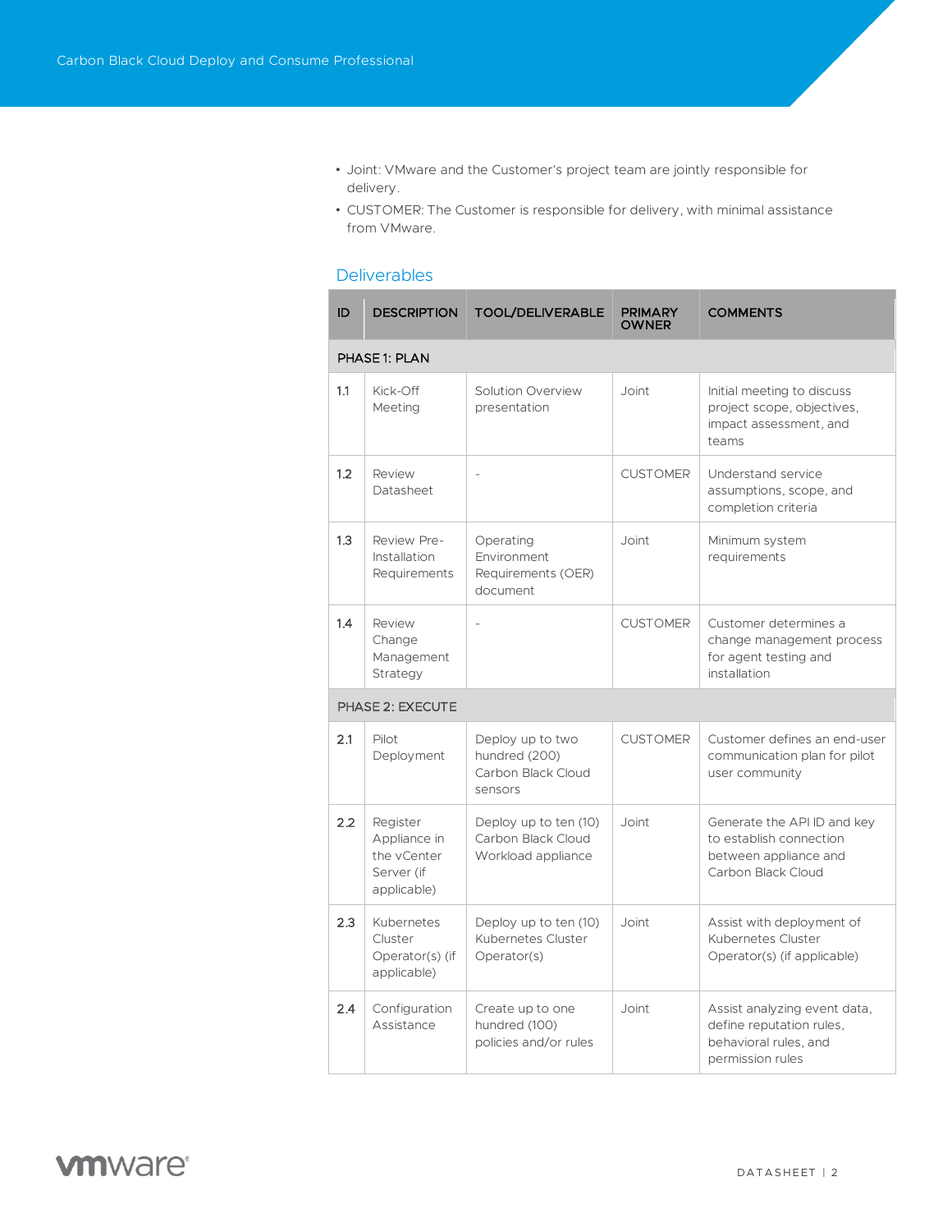- Joint: VMware and the Customer's project team are jointly responsible for delivery.
- CUSTOMER: The Customer is responsible for delivery, with minimal assistance from VMware.

## Deliverables

| ID | DESCRIPTION | TOOL/DELIVERABLE | PRIMARY OWNER | COMMENTS |
|---|---|---|---|---|
| PHASE 1: PLAN | | | | |
| 1.1 | Kick-Off Meeting | Solution Overview presentation | Joint | Initial meeting to discuss project scope, objectives, impact assessment, and teams |
| 1.2 | Review Datasheet | - | CUSTOMER | Understand service assumptions, scope, and completion criteria |
| 1.3 | Review Pre-Installation Requirements | Operating Environment Requirements (OER) document | Joint | Minimum system requirements |
| 1.4 | Review Change Management Strategy | - | CUSTOMER | Customer determines a change management process for agent testing and installation |
| PHASE 2: EXECUTE | | | | |
| 2.1 | Pilot Deployment | Deploy up to two hundred (200) Carbon Black Cloud sensors | CUSTOMER | Customer defines an end-user communication plan for pilot user community |
| 2.2 | Register Appliance in the vCenter Server (if applicable) | Deploy up to ten (10) Carbon Black Cloud Workload appliance | Joint | Generate the API ID and key to establish connection between appliance and Carbon Black Cloud |
| 2.3 | Kubernetes Cluster Operator(s) (if applicable) | Deploy up to ten (10) Kubernetes Cluster Operator(s) | Joint | Assist with deployment of Kubernetes Cluster Operator(s) (if applicable) |
| 2.4 | Configuration Assistance | Create up to one hundred (100) policies and/or rules | Joint | Assist analyzing event data, define reputation rules, behavioral rules, and permission rules |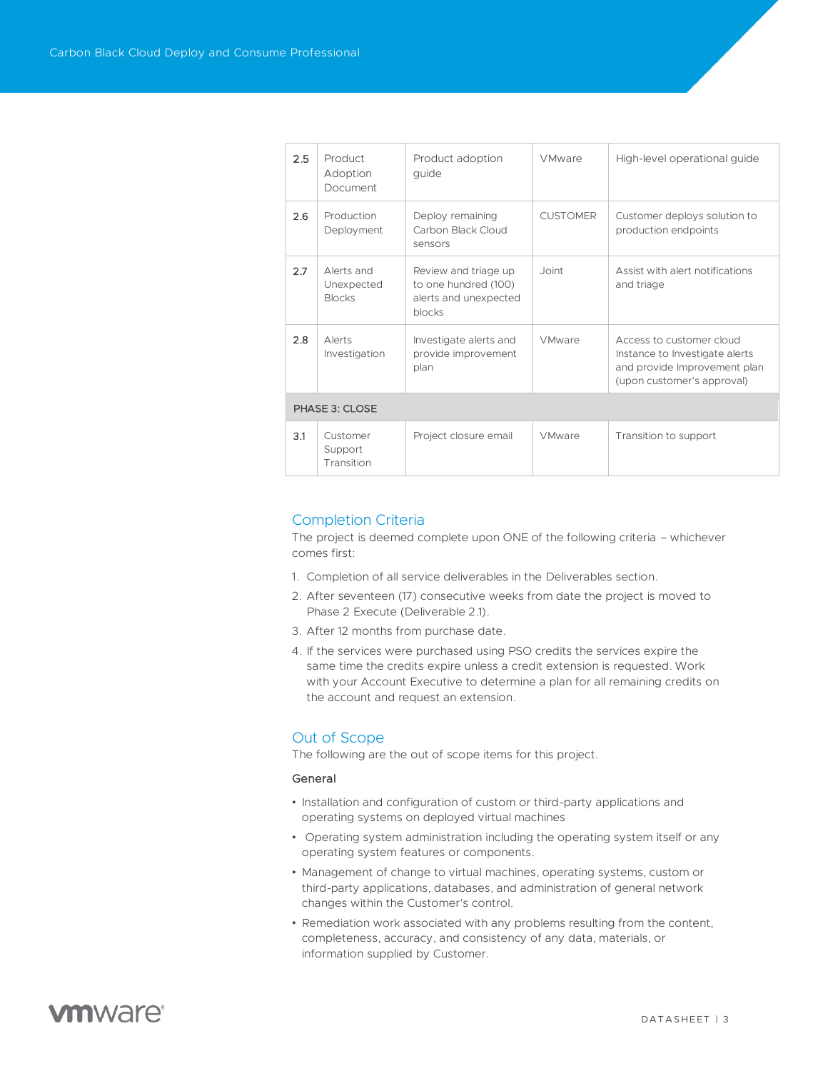| | | | | |
|---|---|---|---|---|
| 2.5 | Product Adoption Document | Product adoption guide | VMware | High-level operational guide |
| 2.6 | Production Deployment | Deploy remaining Carbon Black Cloud sensors | CUSTOMER | Customer deploys solution to production endpoints |
| 2.7 | Alerts and Unexpected Blocks | Review and triage up to one hundred (100) alerts and unexpected blocks | Joint | Assist with alert notifications and triage |
| 2.8 | Alerts Investigation | Investigate alerts and provide improvement plan | VMware | Access to customer cloud Instance to Investigate alerts and provide Improvement plan (upon customer's approval) |
| PHASE 3: CLOSE | | | | |
| 3.1 | Customer Support Transition | Project closure email | VMware | Transition to support |

## Completion Criteria

The project is deemed complete upon ONE of the following criteria – whichever comes first:

1. Completion of all service deliverables in the Deliverables section.
2. After seventeen (17) consecutive weeks from date the project is moved to Phase 2 Execute (Deliverable 2.1).
3. After 12 months from purchase date.
4. If the services were purchased using PSO credits the services expire the same time the credits expire unless a credit extension is requested. Work with your Account Executive to determine a plan for all remaining credits on the account and request an extension.

## Out of Scope

The following are the out of scope items for this project.

### General

- Installation and configuration of custom or third-party applications and operating systems on deployed virtual machines
- Operating system administration including the operating system itself or any operating system features or components.
- Management of change to virtual machines, operating systems, custom or third-party applications, databases, and administration of general network changes within the Customer's control.
- Remediation work associated with any problems resulting from the content, completeness, accuracy, and consistency of any data, materials, or information supplied by Customer.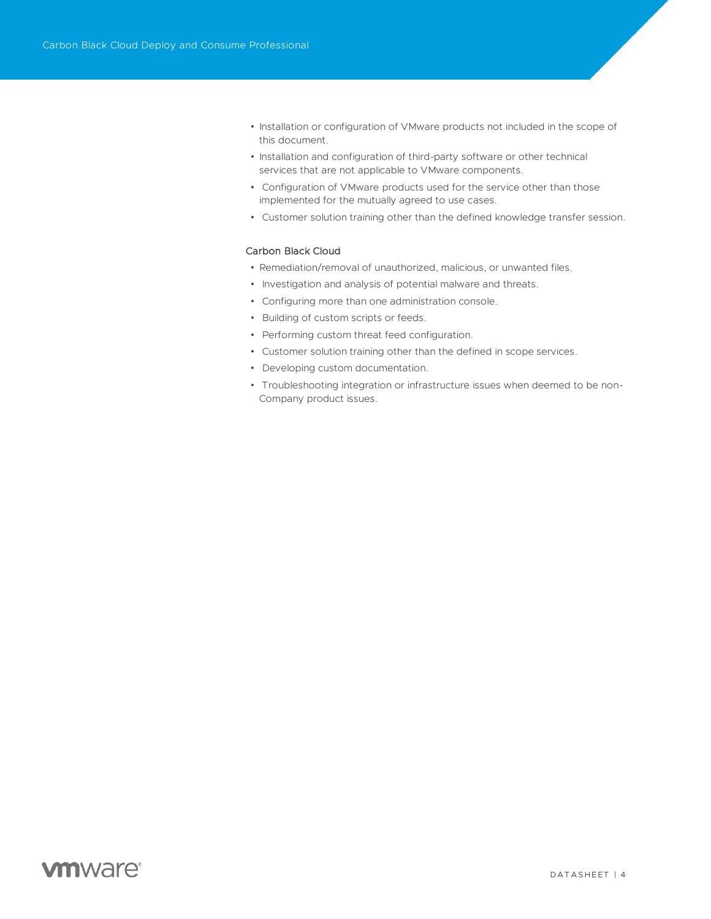- Installation or configuration of VMware products not included in the scope of this document.
- Installation and configuration of third-party software or other technical services that are not applicable to VMware components.
- Configuration of VMware products used for the service other than those implemented for the mutually agreed to use cases.
- Customer solution training other than the defined knowledge transfer session.

### Carbon Black Cloud

- Remediation/removal of unauthorized, malicious, or unwanted files.
- Investigation and analysis of potential malware and threats.
- Configuring more than one administration console.
- Building of custom scripts or feeds.
- Performing custom threat feed configuration.
- Customer solution training other than the defined in scope services.
- Developing custom documentation.
- Troubleshooting integration or infrastructure issues when deemed to be non-Company product issues.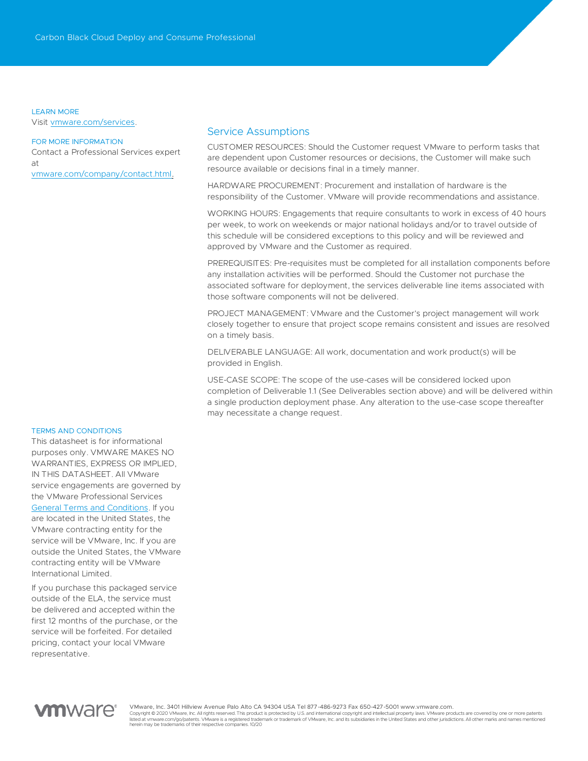LEARN MORE

Visit [vmware.com/services](vmware.com/services).

FOR MORE INFORMATION

Contact a Professional Services expert at [vmware.com/company/contact.html](vmware.com/company/contact.html).

## Service Assumptions

CUSTOMER RESOURCES: Should the Customer request VMware to perform tasks that are dependent upon Customer resources or decisions, the Customer will make such resource available or decisions final in a timely manner.

HARDWARE PROCUREMENT: Procurement and installation of hardware is the responsibility of the Customer. VMware will provide recommendations and assistance.

WORKING HOURS: Engagements that require consultants to work in excess of 40 hours per week, to work on weekends or major national holidays and/or to travel outside of this schedule will be considered exceptions to this policy and will be reviewed and approved by VMware and the Customer as required.

PREREQUISITES: Pre-requisites must be completed for all installation components before any installation activities will be performed. Should the Customer not purchase the associated software for deployment, the services deliverable line items associated with those software components will not be delivered.

PROJECT MANAGEMENT: VMware and the Customer's project management will work closely together to ensure that project scope remains consistent and issues are resolved on a timely basis.

DELIVERABLE LANGUAGE: All work, documentation and work product(s) will be provided in English.

USE-CASE SCOPE: The scope of the use-cases will be considered locked upon completion of Deliverable 1.1 (See Deliverables section above) and will be delivered within a single production deployment phase. Any alteration to the use-case scope thereafter may necessitate a change request.

TERMS AND CONDITIONS

This datasheet is for informational purposes only. VMWARE MAKES NO WARRANTIES, EXPRESS OR IMPLIED, IN THIS DATASHEET. All VMware service engagements are governed by the VMware Professional Services General Terms and Conditions. If you are located in the United States, the VMware contracting entity for the service will be VMware, Inc. If you are outside the United States, the VMware contracting entity will be VMware International Limited.

If you purchase this packaged service outside of the ELA, the service must be delivered and accepted within the first 12 months of the purchase, or the service will be forfeited. For detailed pricing, contact your local VMware representative.

VMware, Inc. 3401 Hillview Avenue Palo Alto CA 94304 USA Tel 877-486-9273 Fax 650-427-5001 www.vmware.com.
Copyright © 2020 VMware, Inc. All rights reserved. This product is protected by U.S. and international copyright and intellectual property laws. VMware products are covered by one or more patents listed at vmware.com/go/patents. VMware is a registered trademark or trademark of VMware, Inc. and its subsidiaries in the United States and other jurisdictions. All other marks and names mentioned herein may be trademarks of their respective companies. 10/20